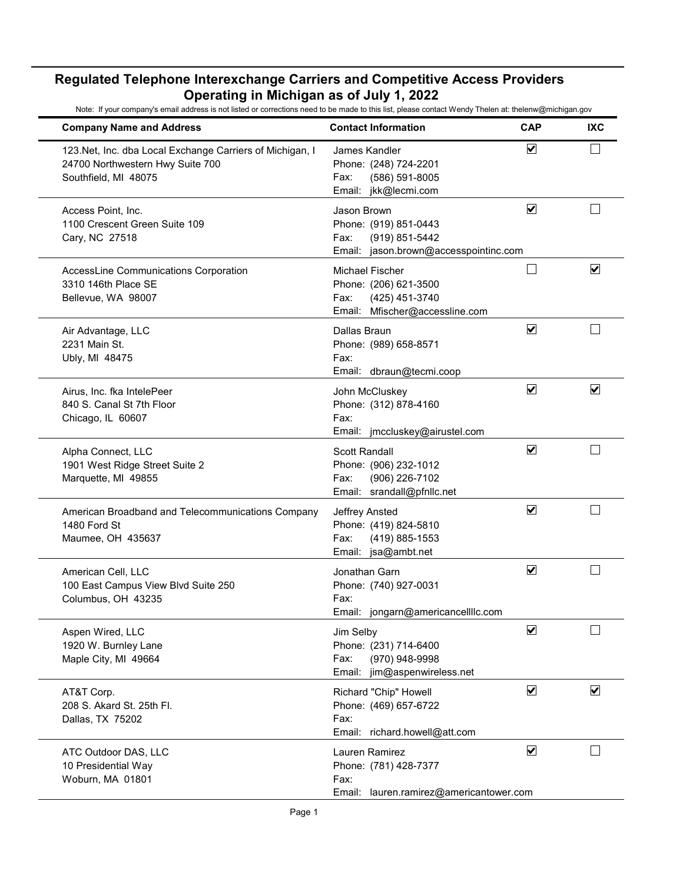# Regulated Telephone Interexchange Carriers and Competitive Access Providers Operating in Michigan as of July 1, 2022

Note: If your company's email address is not listed or corrections need to be made to this list, please contact Wendy Thelen at: thelenw@michigan.gov

| Company Name and Address | Contact Information | CAP | IXC |
|---|---|---|---|
| 123.Net, Inc. dba Local Exchange Carriers of Michigan, I<br>24700 Northwestern Hwy Suite 700<br>Southfield, MI 48075 | James Kandler<br>Phone: (248) 724-2201<br>Fax: (586) 591-8005<br>Email: jkk@lecmi.com | ☑ | ☐ |
| Access Point, Inc.<br>1100 Crescent Green Suite 109<br>Cary, NC 27518 | Jason Brown<br>Phone: (919) 851-0443<br>Fax: (919) 851-5442<br>Email: jason.brown@accesspointinc.com | ☑ | ☐ |
| AccessLine Communications Corporation<br>3310 146th Place SE<br>Bellevue, WA 98007 | Michael Fischer<br>Phone: (206) 621-3500<br>Fax: (425) 451-3740<br>Email: Mfischer@accessline.com | ☐ | ☑ |
| Air Advantage, LLC<br>2231 Main St.<br>Ubly, MI 48475 | Dallas Braun<br>Phone: (989) 658-8571<br>Fax:<br>Email: dbraun@tecmi.coop | ☑ | ☐ |
| Airus, Inc. fka IntelePeer<br>840 S. Canal St 7th Floor<br>Chicago, IL 60607 | John McCluskey<br>Phone: (312) 878-4160<br>Fax:<br>Email: jmccluskey@airustel.com | ☑ | ☑ |
| Alpha Connect, LLC<br>1901 West Ridge Street Suite 2<br>Marquette, MI 49855 | Scott Randall<br>Phone: (906) 232-1012<br>Fax: (906) 226-7102<br>Email: srandall@pfnllc.net | ☑ | ☐ |
| American Broadband and Telecommunications Company<br>1480 Ford St<br>Maumee, OH 435637 | Jeffrey Ansted<br>Phone: (419) 824-5810<br>Fax: (419) 885-1553<br>Email: jsa@ambt.net | ☑ | ☐ |
| American Cell, LLC<br>100 East Campus View Blvd Suite 250<br>Columbus, OH 43235 | Jonathan Garn<br>Phone: (740) 927-0031<br>Fax:<br>Email: jongarn@americancellllc.com | ☑ | ☐ |
| Aspen Wired, LLC<br>1920 W. Burnley Lane<br>Maple City, MI 49664 | Jim Selby<br>Phone: (231) 714-6400<br>Fax: (970) 948-9998<br>Email: jim@aspenwireless.net | ☑ | ☐ |
| AT&T Corp.<br>208 S. Akard St. 25th Fl.<br>Dallas, TX 75202 | Richard "Chip" Howell<br>Phone: (469) 657-6722<br>Fax:<br>Email: richard.howell@att.com | ☑ | ☑ |
| ATC Outdoor DAS, LLC<br>10 Presidential Way<br>Woburn, MA 01801 | Lauren Ramirez<br>Phone: (781) 428-7377<br>Fax:<br>Email: lauren.ramirez@americantower.com | ☑ | ☐ |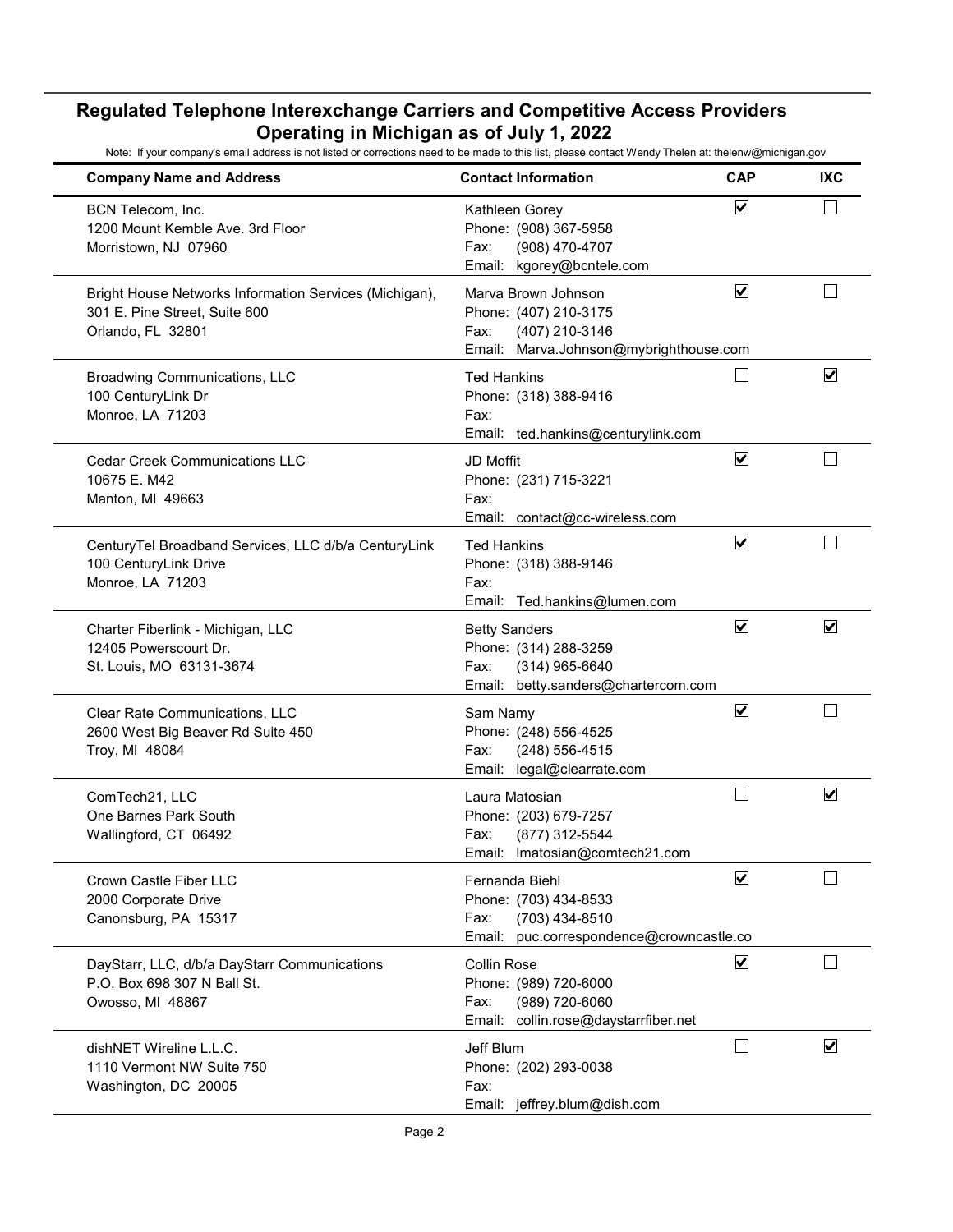## Regulated Telephone Interexchange Carriers and Competitive Access Providers Operating in Michigan as of July 1, 2022

Note: If your company's email address is not listed or corrections need to be made to this list, please contact Wendy Thelen at: thelenw@michigan.gov

| Company Name and Address | Contact Information | CAP | IXC |
|---|---|---|---|
| BCN Telecom, Inc.<br>1200 Mount Kemble Ave. 3rd Floor<br>Morristown, NJ 07960 | Kathleen Gorey<br>Phone: (908) 367-5958<br>Fax: (908) 470-4707<br>Email: kgorey@bcntele.com | ☑ | ☐ |
| Bright House Networks Information Services (Michigan),<br>301 E. Pine Street, Suite 600<br>Orlando, FL 32801 | Marva Brown Johnson<br>Phone: (407) 210-3175<br>Fax: (407) 210-3146<br>Email: Marva.Johnson@mybrighthouse.com | ☑ | ☐ |
| Broadwing Communications, LLC<br>100 CenturyLink Dr<br>Monroe, LA 71203 | Ted Hankins<br>Phone: (318) 388-9416<br>Fax:<br>Email: ted.hankins@centurylink.com | ☐ | ☑ |
| Cedar Creek Communications LLC<br>10675 E. M42<br>Manton, MI 49663 | JD Moffit<br>Phone: (231) 715-3221<br>Fax:<br>Email: contact@cc-wireless.com | ☑ | ☐ |
| CenturyTel Broadband Services, LLC d/b/a CenturyLink<br>100 CenturyLink Drive<br>Monroe, LA 71203 | Ted Hankins<br>Phone: (318) 388-9146<br>Fax:<br>Email: Ted.hankins@lumen.com | ☑ | ☐ |
| Charter Fiberlink - Michigan, LLC<br>12405 Powerscourt Dr.<br>St. Louis, MO 63131-3674 | Betty Sanders<br>Phone: (314) 288-3259<br>Fax: (314) 965-6640<br>Email: betty.sanders@chartercom.com | ☑ | ☑ |
| Clear Rate Communications, LLC<br>2600 West Big Beaver Rd Suite 450<br>Troy, MI 48084 | Sam Namy<br>Phone: (248) 556-4525<br>Fax: (248) 556-4515<br>Email: legal@clearrate.com | ☑ | ☐ |
| ComTech21, LLC<br>One Barnes Park South<br>Wallingford, CT 06492 | Laura Matosian<br>Phone: (203) 679-7257<br>Fax: (877) 312-5544<br>Email: lmatosian@comtech21.com | ☐ | ☑ |
| Crown Castle Fiber LLC<br>2000 Corporate Drive<br>Canonsburg, PA 15317 | Fernanda Biehl<br>Phone: (703) 434-8533<br>Fax: (703) 434-8510<br>Email: puc.correspondence@crowncastle.co | ☑ | ☐ |
| DayStarr, LLC, d/b/a DayStarr Communications<br>P.O. Box 698 307 N Ball St.<br>Owosso, MI 48867 | Collin Rose<br>Phone: (989) 720-6000<br>Fax: (989) 720-6060<br>Email: collin.rose@daystarrfiber.net | ☑ | ☐ |
| dishNET Wireline L.L.C.<br>1110 Vermont NW Suite 750<br>Washington, DC 20005 | Jeff Blum<br>Phone: (202) 293-0038<br>Fax:<br>Email: jeffrey.blum@dish.com | ☐ | ☑ |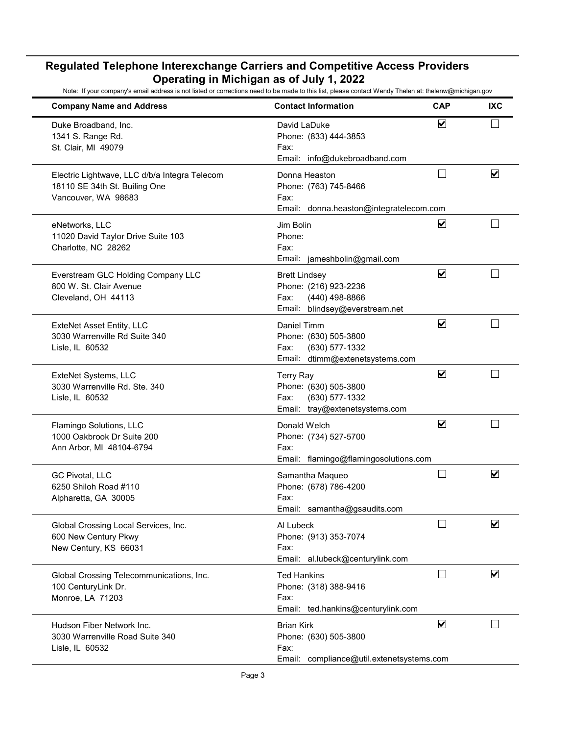## Regulated Telephone Interexchange Carriers and Competitive Access Providers Operating in Michigan as of July 1, 2022

Note: If your company's email address is not listed or corrections need to be made to this list, please contact Wendy Thelen at: thelenw@michigan.gov

| Company Name and Address | Contact Information | CAP | IXC |
|---|---|---|---|
| Duke Broadband, Inc.<br>1341 S. Range Rd.<br>St. Clair, MI 49079 | David LaDuke<br>Phone: (833) 444-3853<br>Fax:<br>Email: info@dukebroadband.com | ☑ | ☐ |
| Electric Lightwave, LLC d/b/a Integra Telecom<br>18110 SE 34th St. Builing One<br>Vancouver, WA 98683 | Donna Heaston<br>Phone: (763) 745-8466<br>Fax:<br>Email: donna.heaston@integratelecom.com | ☐ | ☑ |
| eNetworks, LLC<br>11020 David Taylor Drive Suite 103<br>Charlotte, NC 28262 | Jim Bolin<br>Phone:<br>Fax:<br>Email: jameshbolin@gmail.com | ☑ | ☐ |
| Everstream GLC Holding Company LLC<br>800 W. St. Clair Avenue<br>Cleveland, OH 44113 | Brett Lindsey<br>Phone: (216) 923-2236<br>Fax: (440) 498-8866<br>Email: blindsey@everstream.net | ☑ | ☐ |
| ExteNet Asset Entity, LLC<br>3030 Warrenville Rd Suite 340<br>Lisle, IL 60532 | Daniel Timm<br>Phone: (630) 505-3800<br>Fax: (630) 577-1332<br>Email: dtimm@extenetsystems.com | ☑ | ☐ |
| ExteNet Systems, LLC<br>3030 Warrenville Rd. Ste. 340<br>Lisle, IL 60532 | Terry Ray<br>Phone: (630) 505-3800<br>Fax: (630) 577-1332<br>Email: tray@extenetsystems.com | ☑ | ☐ |
| Flamingo Solutions, LLC<br>1000 Oakbrook Dr Suite 200<br>Ann Arbor, MI 48104-6794 | Donald Welch<br>Phone: (734) 527-5700<br>Fax:<br>Email: flamingo@flamingosolutions.com | ☑ | ☐ |
| GC Pivotal, LLC<br>6250 Shiloh Road #110<br>Alpharetta, GA 30005 | Samantha Maqueo<br>Phone: (678) 786-4200<br>Fax:<br>Email: samantha@gsaudits.com | ☐ | ☑ |
| Global Crossing Local Services, Inc.<br>600 New Century Pkwy<br>New Century, KS 66031 | Al Lubeck<br>Phone: (913) 353-7074<br>Fax:<br>Email: al.lubeck@centurylink.com | ☐ | ☑ |
| Global Crossing Telecommunications, Inc.<br>100 CenturyLink Dr.<br>Monroe, LA 71203 | Ted Hankins<br>Phone: (318) 388-9416<br>Fax:<br>Email: ted.hankins@centurylink.com | ☐ | ☑ |
| Hudson Fiber Network Inc.<br>3030 Warrenville Road Suite 340<br>Lisle, IL 60532 | Brian Kirk<br>Phone: (630) 505-3800<br>Fax:<br>Email: compliance@util.extenetsystems.com | ☑ | ☐ |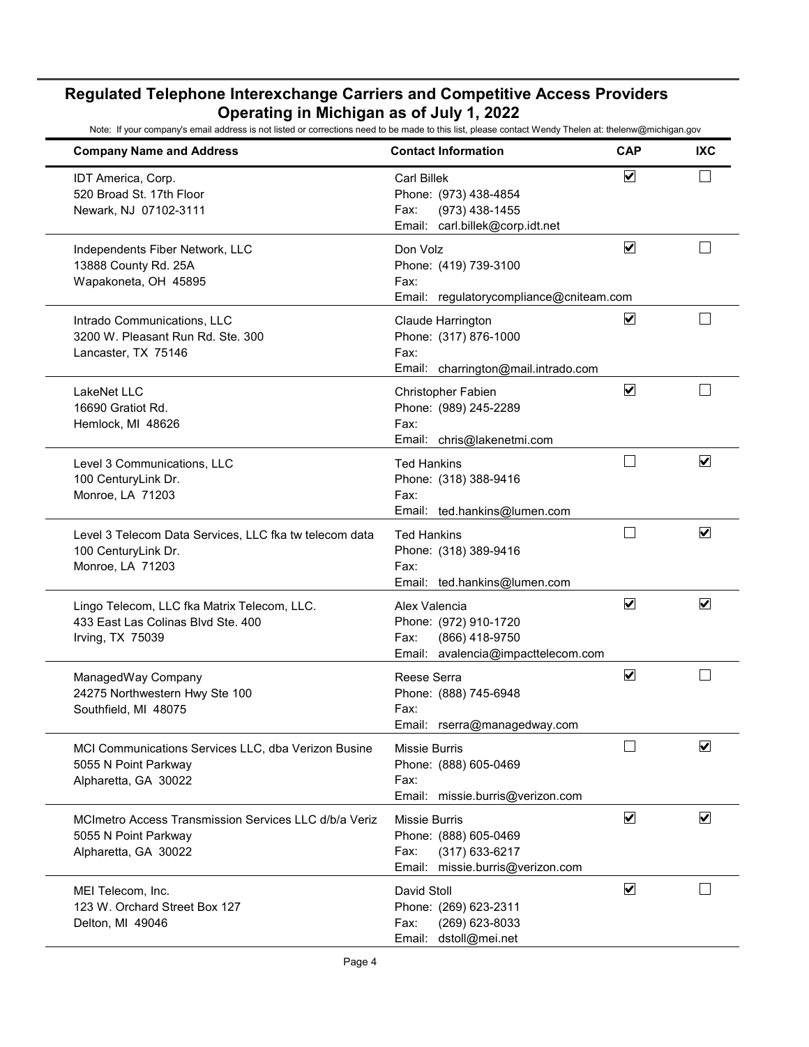## Regulated Telephone Interexchange Carriers and Competitive Access Providers Operating in Michigan as of July 1, 2022

Note: If your company's email address is not listed or corrections need to be made to this list, please contact Wendy Thelen at: thelenw@michigan.gov

| Company Name and Address | Contact Information | CAP | IXC |
|---|---|---|---|
| IDT America, Corp.<br>520 Broad St. 17th Floor<br>Newark, NJ 07102-3111 | Carl Billek<br>Phone: (973) 438-4854<br>Fax: (973) 438-1455<br>Email: carl.billek@corp.idt.net | ☑ | ☐ |
| Independents Fiber Network, LLC<br>13888 County Rd. 25A<br>Wapakoneta, OH 45895 | Don Volz<br>Phone: (419) 739-3100<br>Fax:<br>Email: regulatorycompliance@cniteam.com | ☑ | ☐ |
| Intrado Communications, LLC<br>3200 W. Pleasant Run Rd. Ste. 300<br>Lancaster, TX 75146 | Claude Harrington<br>Phone: (317) 876-1000<br>Fax:<br>Email: charrington@mail.intrado.com | ☑ | ☐ |
| LakeNet LLC<br>16690 Gratiot Rd.<br>Hemlock, MI 48626 | Christopher Fabien<br>Phone: (989) 245-2289<br>Fax:<br>Email: chris@lakenetmi.com | ☑ | ☐ |
| Level 3 Communications, LLC<br>100 CenturyLink Dr.<br>Monroe, LA 71203 | Ted Hankins<br>Phone: (318) 388-9416<br>Fax:<br>Email: ted.hankins@lumen.com | ☐ | ☑ |
| Level 3 Telecom Data Services, LLC fka tw telecom data<br>100 CenturyLink Dr.<br>Monroe, LA 71203 | Ted Hankins<br>Phone: (318) 389-9416<br>Fax:<br>Email: ted.hankins@lumen.com | ☐ | ☑ |
| Lingo Telecom, LLC fka Matrix Telecom, LLC.<br>433 East Las Colinas Blvd Ste. 400<br>Irving, TX 75039 | Alex Valencia<br>Phone: (972) 910-1720<br>Fax: (866) 418-9750<br>Email: avalencia@impacttelecom.com | ☑ | ☑ |
| ManagedWay Company<br>24275 Northwestern Hwy Ste 100<br>Southfield, MI 48075 | Reese Serra<br>Phone: (888) 745-6948<br>Fax:<br>Email: rserra@managedway.com | ☑ | ☐ |
| MCI Communications Services LLC, dba Verizon Busine<br>5055 N Point Parkway<br>Alpharetta, GA 30022 | Missie Burris<br>Phone: (888) 605-0469<br>Fax:<br>Email: missie.burris@verizon.com | ☐ | ☑ |
| MCImetro Access Transmission Services LLC d/b/a Veriz<br>5055 N Point Parkway<br>Alpharetta, GA 30022 | Missie Burris<br>Phone: (888) 605-0469<br>Fax: (317) 633-6217<br>Email: missie.burris@verizon.com | ☑ | ☑ |
| MEI Telecom, Inc.<br>123 W. Orchard Street Box 127<br>Delton, MI 49046 | David Stoll<br>Phone: (269) 623-2311<br>Fax: (269) 623-8033<br>Email: dstoll@mei.net | ☑ | ☐ |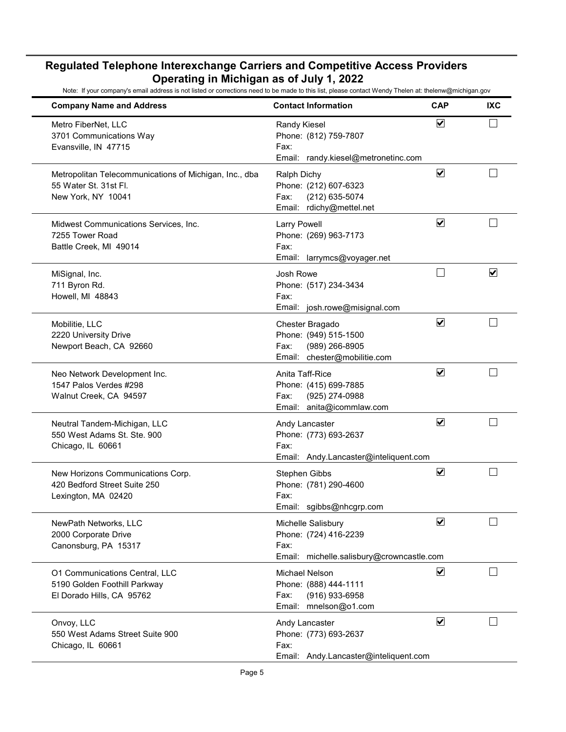## Regulated Telephone Interexchange Carriers and Competitive Access Providers Operating in Michigan as of July 1, 2022

Note: If your company's email address is not listed or corrections need to be made to this list, please contact Wendy Thelen at: thelenw@michigan.gov

| Company Name and Address | Contact Information | CAP | IXC |
|---|---|---|---|
| Metro FiberNet, LLC<br>3701 Communications Way<br>Evansville, IN 47715 | Randy Kiesel<br>Phone: (812) 759-7807<br>Fax:<br>Email: randy.kiesel@metronetinc.com | ☑ | ☐ |
| Metropolitan Telecommunications of Michigan, Inc., dba<br>55 Water St. 31st Fl.<br>New York, NY 10041 | Ralph Dichy<br>Phone: (212) 607-6323<br>Fax: (212) 635-5074<br>Email: rdichy@mettel.net | ☑ | ☐ |
| Midwest Communications Services, Inc.<br>7255 Tower Road<br>Battle Creek, MI 49014 | Larry Powell<br>Phone: (269) 963-7173<br>Fax:<br>Email: larrymcs@voyager.net | ☑ | ☐ |
| MiSignal, Inc.<br>711 Byron Rd.<br>Howell, MI 48843 | Josh Rowe<br>Phone: (517) 234-3434<br>Fax:<br>Email: josh.rowe@misignal.com | ☐ | ☑ |
| Mobilitie, LLC<br>2220 University Drive<br>Newport Beach, CA 92660 | Chester Bragado<br>Phone: (949) 515-1500<br>Fax: (989) 266-8905<br>Email: chester@mobilitie.com | ☑ | ☐ |
| Neo Network Development Inc.<br>1547 Palos Verdes #298<br>Walnut Creek, CA 94597 | Anita Taff-Rice<br>Phone: (415) 699-7885<br>Fax: (925) 274-0988<br>Email: anita@icommlaw.com | ☑ | ☐ |
| Neutral Tandem-Michigan, LLC<br>550 West Adams St. Ste. 900<br>Chicago, IL 60661 | Andy Lancaster<br>Phone: (773) 693-2637<br>Fax:<br>Email: Andy.Lancaster@inteliquent.com | ☑ | ☐ |
| New Horizons Communications Corp.<br>420 Bedford Street Suite 250<br>Lexington, MA 02420 | Stephen Gibbs<br>Phone: (781) 290-4600<br>Fax:<br>Email: sgibbs@nhcgrp.com | ☑ | ☐ |
| NewPath Networks, LLC<br>2000 Corporate Drive<br>Canonsburg, PA 15317 | Michelle Salisbury<br>Phone: (724) 416-2239<br>Fax:<br>Email: michelle.salisbury@crowncastle.com | ☑ | ☐ |
| O1 Communications Central, LLC<br>5190 Golden Foothill Parkway<br>El Dorado Hills, CA 95762 | Michael Nelson<br>Phone: (888) 444-1111<br>Fax: (916) 933-6958<br>Email: mnelson@o1.com | ☑ | ☐ |
| Onvoy, LLC<br>550 West Adams Street Suite 900<br>Chicago, IL 60661 | Andy Lancaster<br>Phone: (773) 693-2637<br>Fax:<br>Email: Andy.Lancaster@inteliquent.com | ☑ | ☐ |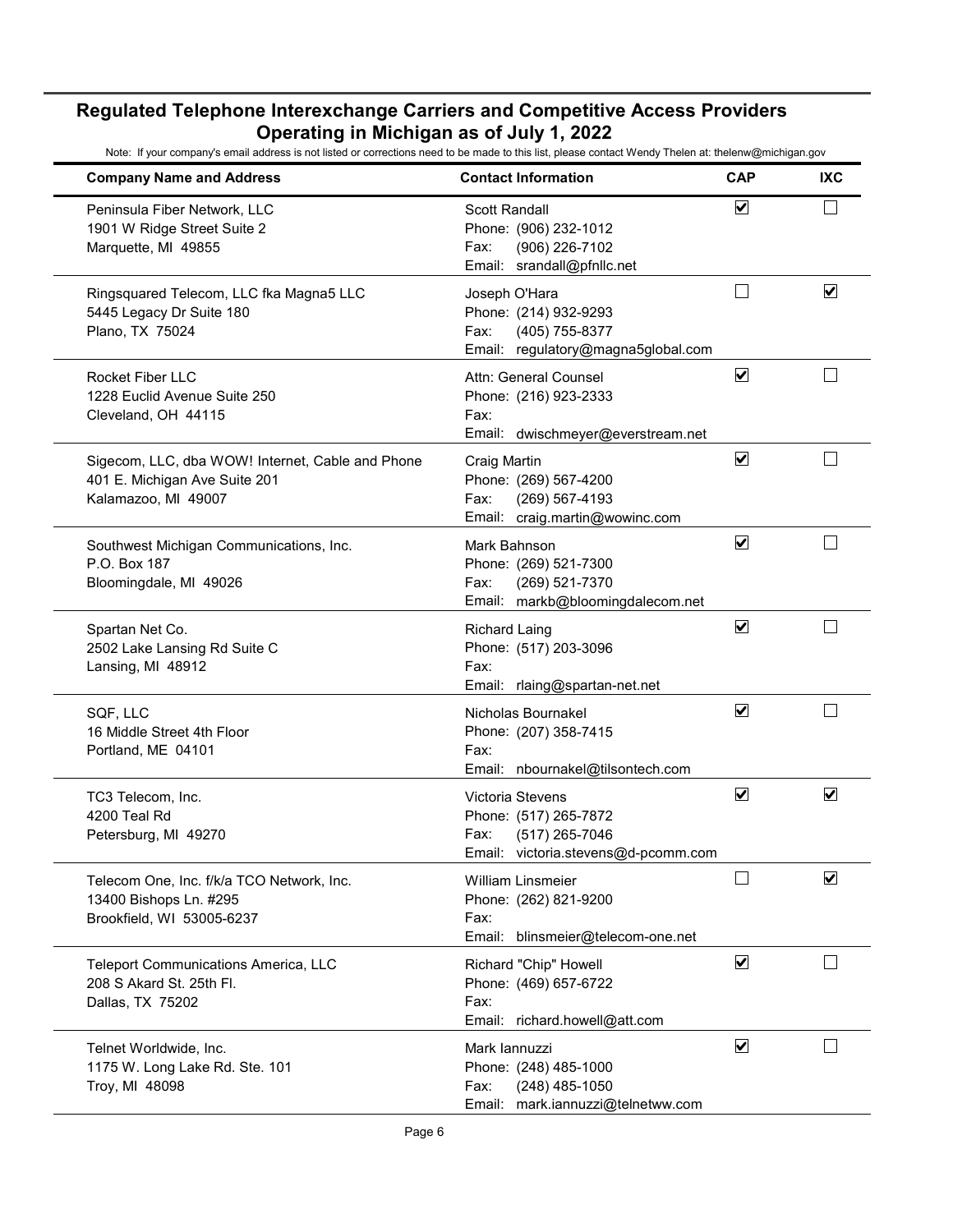## Regulated Telephone Interexchange Carriers and Competitive Access Providers Operating in Michigan as of July 1, 2022

Note: If your company's email address is not listed or corrections need to be made to this list, please contact Wendy Thelen at: thelenw@michigan.gov

| Company Name and Address | Contact Information | CAP | IXC |
|---|---|---|---|
| Peninsula Fiber Network, LLC<br>1901 W Ridge Street Suite 2<br>Marquette, MI 49855 | Scott Randall<br>Phone: (906) 232-1012<br>Fax: (906) 226-7102<br>Email: srandall@pfnllc.net | ☑ | ☐ |
| Ringsquared Telecom, LLC fka Magna5 LLC<br>5445 Legacy Dr Suite 180<br>Plano, TX 75024 | Joseph O'Hara<br>Phone: (214) 932-9293<br>Fax: (405) 755-8377<br>Email: regulatory@magna5global.com | ☐ | ☑ |
| Rocket Fiber LLC<br>1228 Euclid Avenue Suite 250<br>Cleveland, OH 44115 | Attn: General Counsel<br>Phone: (216) 923-2333<br>Fax:<br>Email: dwischmeyer@everstream.net | ☑ | ☐ |
| Sigecom, LLC, dba WOW! Internet, Cable and Phone<br>401 E. Michigan Ave Suite 201<br>Kalamazoo, MI 49007 | Craig Martin<br>Phone: (269) 567-4200<br>Fax: (269) 567-4193<br>Email: craig.martin@wowinc.com | ☑ | ☐ |
| Southwest Michigan Communications, Inc.<br>P.O. Box 187<br>Bloomingdale, MI 49026 | Mark Bahnson<br>Phone: (269) 521-7300<br>Fax: (269) 521-7370<br>Email: markb@bloomingdalecom.net | ☑ | ☐ |
| Spartan Net Co.<br>2502 Lake Lansing Rd Suite C<br>Lansing, MI 48912 | Richard Laing<br>Phone: (517) 203-3096<br>Fax:<br>Email: rlaing@spartan-net.net | ☑ | ☐ |
| SQF, LLC<br>16 Middle Street 4th Floor<br>Portland, ME 04101 | Nicholas Bournakel<br>Phone: (207) 358-7415<br>Fax:<br>Email: nbournakel@tilsontech.com | ☑ | ☐ |
| TC3 Telecom, Inc.<br>4200 Teal Rd<br>Petersburg, MI 49270 | Victoria Stevens<br>Phone: (517) 265-7872<br>Fax: (517) 265-7046<br>Email: victoria.stevens@d-pcomm.com | ☑ | ☑ |
| Telecom One, Inc. f/k/a TCO Network, Inc.<br>13400 Bishops Ln. #295<br>Brookfield, WI 53005-6237 | William Linsmeier<br>Phone: (262) 821-9200<br>Fax:<br>Email: blinsmeier@telecom-one.net | ☐ | ☑ |
| Teleport Communications America, LLC<br>208 S Akard St. 25th Fl.<br>Dallas, TX 75202 | Richard "Chip" Howell<br>Phone: (469) 657-6722<br>Fax:<br>Email: richard.howell@att.com | ☑ | ☐ |
| Telnet Worldwide, Inc.<br>1175 W. Long Lake Rd. Ste. 101<br>Troy, MI 48098 | Mark Iannuzzi<br>Phone: (248) 485-1000<br>Fax: (248) 485-1050<br>Email: mark.iannuzzi@telnetww.com | ☑ | ☐ |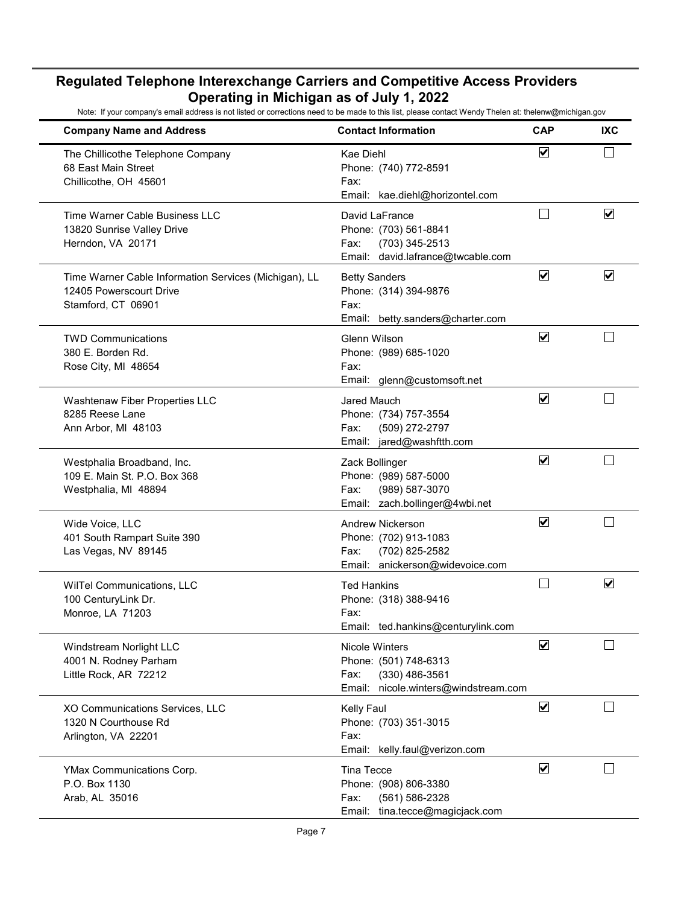## Regulated Telephone Interexchange Carriers and Competitive Access Providers Operating in Michigan as of July 1, 2022

Note: If your company's email address is not listed or corrections need to be made to this list, please contact Wendy Thelen at: thelenw@michigan.gov

| Company Name and Address | Contact Information | CAP | IXC |
|---|---|---|---|
| The Chillicothe Telephone Company<br>68 East Main Street<br>Chillicothe, OH 45601 | Kae Diehl<br>Phone: (740) 772-8591<br>Fax:<br>Email: kae.diehl@horizontel.com | ☑ | ☐ |
| Time Warner Cable Business LLC<br>13820 Sunrise Valley Drive<br>Herndon, VA 20171 | David LaFrance<br>Phone: (703) 561-8841<br>Fax: (703) 345-2513<br>Email: david.lafrance@twcable.com | ☐ | ☑ |
| Time Warner Cable Information Services (Michigan), LL<br>12405 Powerscourt Drive<br>Stamford, CT 06901 | Betty Sanders<br>Phone: (314) 394-9876<br>Fax:<br>Email: betty.sanders@charter.com | ☑ | ☑ |
| TWD Communications<br>380 E. Borden Rd.<br>Rose City, MI 48654 | Glenn Wilson<br>Phone: (989) 685-1020<br>Fax:<br>Email: glenn@customsoft.net | ☑ | ☐ |
| Washtenaw Fiber Properties LLC<br>8285 Reese Lane<br>Ann Arbor, MI 48103 | Jared Mauch<br>Phone: (734) 757-3554<br>Fax: (509) 272-2797<br>Email: jared@washftth.com | ☑ | ☐ |
| Westphalia Broadband, Inc.<br>109 E. Main St. P.O. Box 368<br>Westphalia, MI 48894 | Zack Bollinger<br>Phone: (989) 587-5000<br>Fax: (989) 587-3070<br>Email: zach.bollinger@4wbi.net | ☑ | ☐ |
| Wide Voice, LLC<br>401 South Rampart Suite 390<br>Las Vegas, NV 89145 | Andrew Nickerson<br>Phone: (702) 913-1083<br>Fax: (702) 825-2582<br>Email: anickerson@widevoice.com | ☑ | ☐ |
| WilTel Communications, LLC<br>100 CenturyLink Dr.<br>Monroe, LA 71203 | Ted Hankins<br>Phone: (318) 388-9416<br>Fax:<br>Email: ted.hankins@centurylink.com | ☐ | ☑ |
| Windstream Norlight LLC<br>4001 N. Rodney Parham<br>Little Rock, AR 72212 | Nicole Winters<br>Phone: (501) 748-6313<br>Fax: (330) 486-3561<br>Email: nicole.winters@windstream.com | ☑ | ☐ |
| XO Communications Services, LLC<br>1320 N Courthouse Rd<br>Arlington, VA 22201 | Kelly Faul<br>Phone: (703) 351-3015<br>Fax:<br>Email: kelly.faul@verizon.com | ☑ | ☐ |
| YMax Communications Corp.<br>P.O. Box 1130<br>Arab, AL 35016 | Tina Tecce<br>Phone: (908) 806-3380<br>Fax: (561) 586-2328<br>Email: tina.tecce@magicjack.com | ☑ | ☐ |